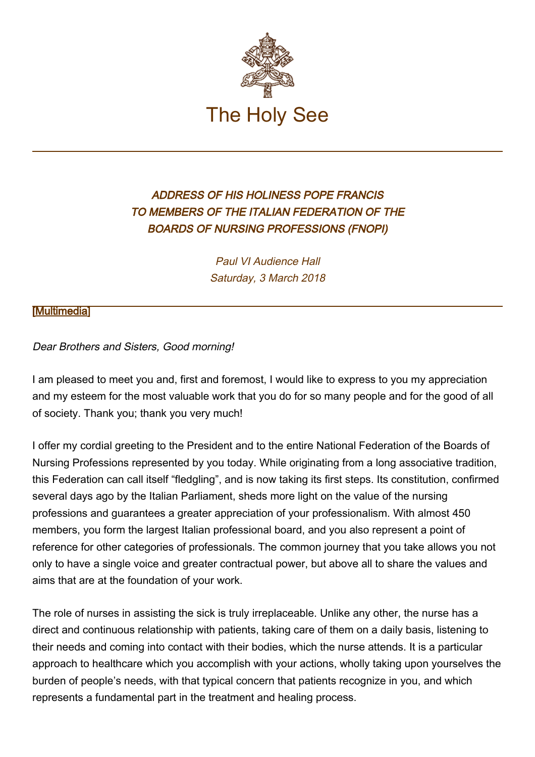# The Holy See

### *ADDRESS OF HIS HOLINESS POPE FRANCIS TO MEMBERS OF THE ITALIAN FEDERATION OF THE BOARDS OF NURSING PROFESSIONS (FNOPI)*

*Paul VI Audience Hall*
*Saturday, 3 March 2018*

[Multimedia]

*Dear Brothers and Sisters, Good morning!*

I am pleased to meet you and, first and foremost, I would like to express to you my appreciation and my esteem for the most valuable work that you do for so many people and for the good of all of society. Thank you; thank you very much!

I offer my cordial greeting to the President and to the entire National Federation of the Boards of Nursing Professions represented by you today. While originating from a long associative tradition, this Federation can call itself "fledgling", and is now taking its first steps. Its constitution, confirmed several days ago by the Italian Parliament, sheds more light on the value of the nursing professions and guarantees a greater appreciation of your professionalism. With almost 450 members, you form the largest Italian professional board, and you also represent a point of reference for other categories of professionals. The common journey that you take allows you not only to have a single voice and greater contractual power, but above all to share the values and aims that are at the foundation of your work.

The role of nurses in assisting the sick is truly irreplaceable. Unlike any other, the nurse has a direct and continuous relationship with patients, taking care of them on a daily basis, listening to their needs and coming into contact with their bodies, which the nurse attends. It is a particular approach to healthcare which you accomplish with your actions, wholly taking upon yourselves the burden of people's needs, with that typical concern that patients recognize in you, and which represents a fundamental part in the treatment and healing process.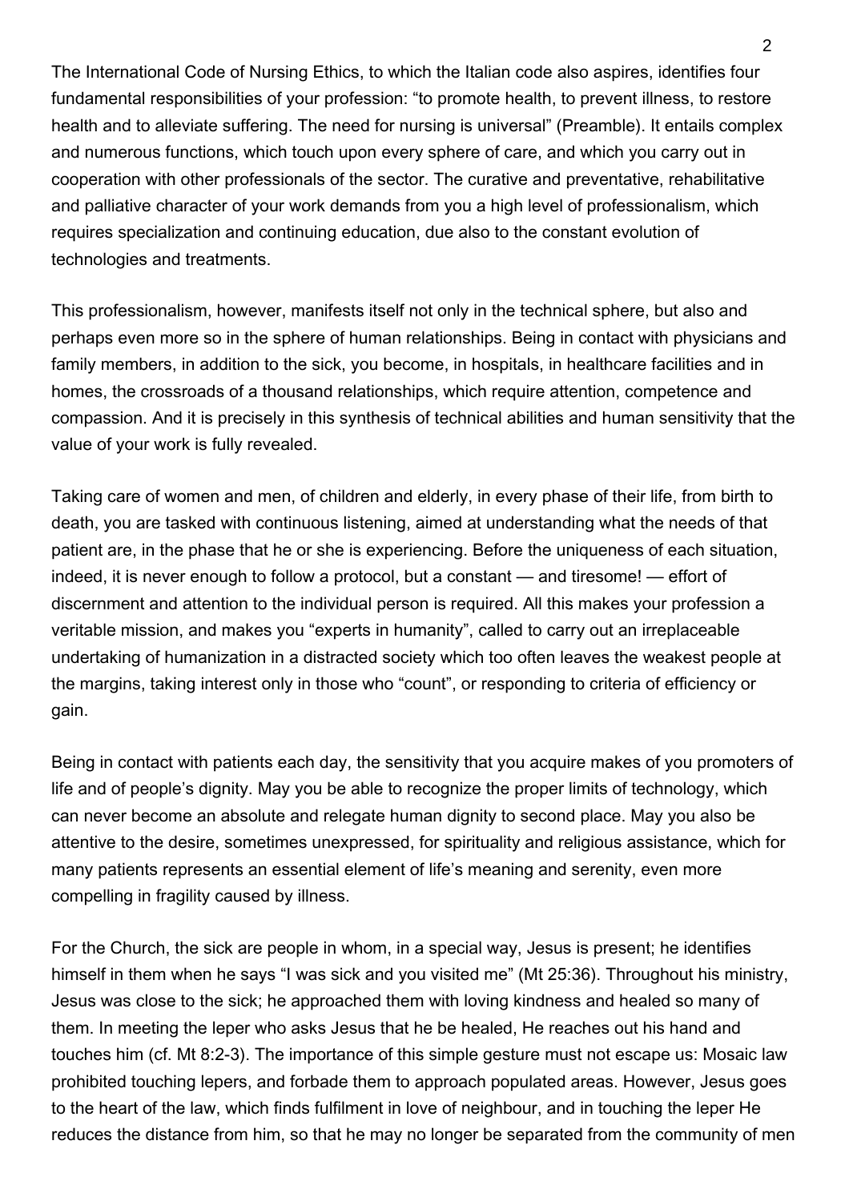The International Code of Nursing Ethics, to which the Italian code also aspires, identifies four fundamental responsibilities of your profession: "to promote health, to prevent illness, to restore health and to alleviate suffering. The need for nursing is universal" (Preamble). It entails complex and numerous functions, which touch upon every sphere of care, and which you carry out in cooperation with other professionals of the sector. The curative and preventative, rehabilitative and palliative character of your work demands from you a high level of professionalism, which requires specialization and continuing education, due also to the constant evolution of technologies and treatments.

This professionalism, however, manifests itself not only in the technical sphere, but also and perhaps even more so in the sphere of human relationships. Being in contact with physicians and family members, in addition to the sick, you become, in hospitals, in healthcare facilities and in homes, the crossroads of a thousand relationships, which require attention, competence and compassion. And it is precisely in this synthesis of technical abilities and human sensitivity that the value of your work is fully revealed.

Taking care of women and men, of children and elderly, in every phase of their life, from birth to death, you are tasked with continuous listening, aimed at understanding what the needs of that patient are, in the phase that he or she is experiencing. Before the uniqueness of each situation, indeed, it is never enough to follow a protocol, but a constant — and tiresome! — effort of discernment and attention to the individual person is required. All this makes your profession a veritable mission, and makes you "experts in humanity", called to carry out an irreplaceable undertaking of humanization in a distracted society which too often leaves the weakest people at the margins, taking interest only in those who "count", or responding to criteria of efficiency or gain.

Being in contact with patients each day, the sensitivity that you acquire makes of you promoters of life and of people's dignity. May you be able to recognize the proper limits of technology, which can never become an absolute and relegate human dignity to second place. May you also be attentive to the desire, sometimes unexpressed, for spirituality and religious assistance, which for many patients represents an essential element of life's meaning and serenity, even more compelling in fragility caused by illness.

For the Church, the sick are people in whom, in a special way, Jesus is present; he identifies himself in them when he says "I was sick and you visited me" (Mt 25:36). Throughout his ministry, Jesus was close to the sick; he approached them with loving kindness and healed so many of them. In meeting the leper who asks Jesus that he be healed, He reaches out his hand and touches him (cf. Mt 8:2-3). The importance of this simple gesture must not escape us: Mosaic law prohibited touching lepers, and forbade them to approach populated areas. However, Jesus goes to the heart of the law, which finds fulfilment in love of neighbour, and in touching the leper He reduces the distance from him, so that he may no longer be separated from the community of men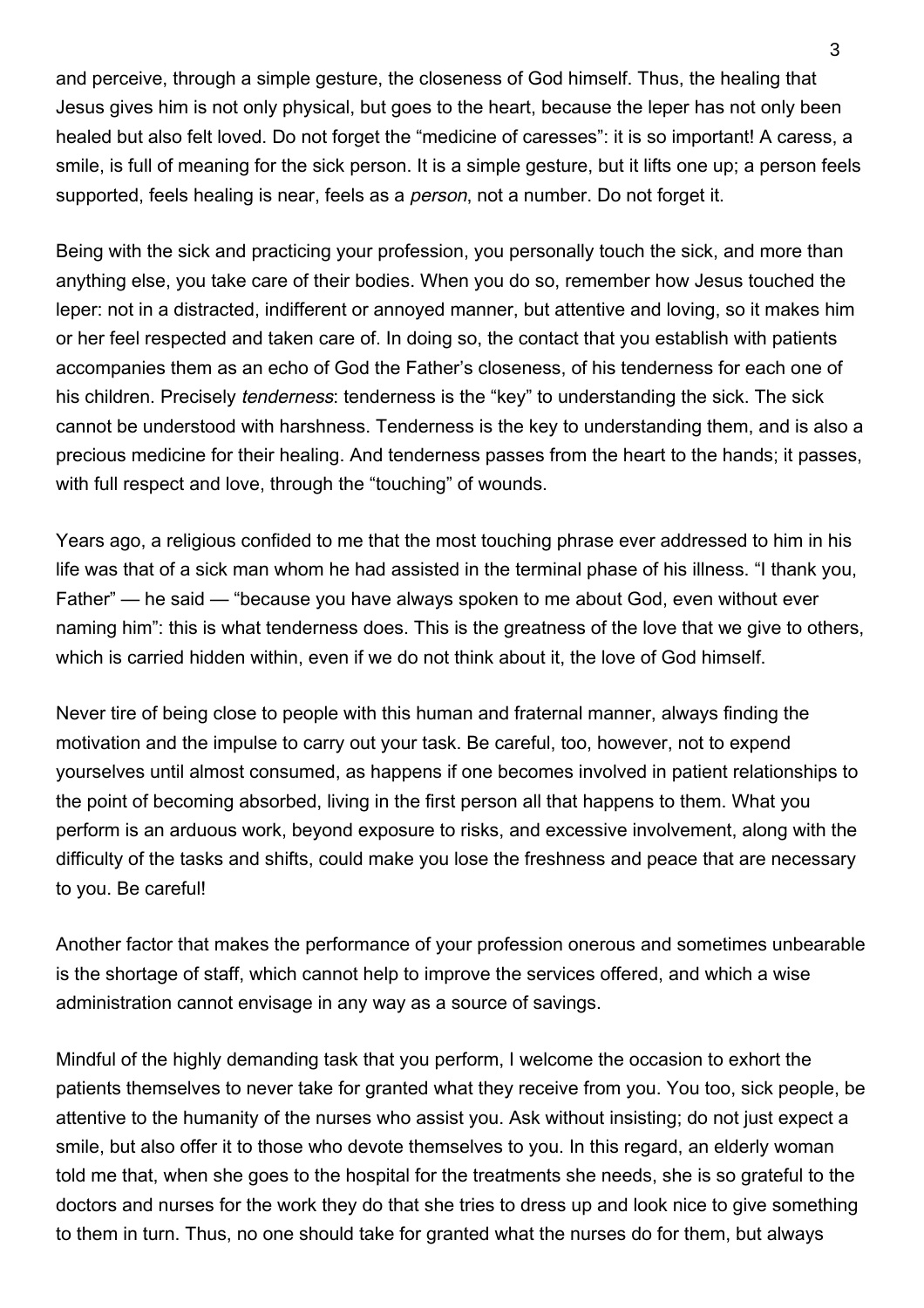and perceive, through a simple gesture, the closeness of God himself. Thus, the healing that Jesus gives him is not only physical, but goes to the heart, because the leper has not only been healed but also felt loved. Do not forget the "medicine of caresses": it is so important! A caress, a smile, is full of meaning for the sick person. It is a simple gesture, but it lifts one up; a person feels supported, feels healing is near, feels as a *person*, not a number. Do not forget it.

Being with the sick and practicing your profession, you personally touch the sick, and more than anything else, you take care of their bodies. When you do so, remember how Jesus touched the leper: not in a distracted, indifferent or annoyed manner, but attentive and loving, so it makes him or her feel respected and taken care of. In doing so, the contact that you establish with patients accompanies them as an echo of God the Father's closeness, of his tenderness for each one of his children. Precisely *tenderness*: tenderness is the "key" to understanding the sick. The sick cannot be understood with harshness. Tenderness is the key to understanding them, and is also a precious medicine for their healing. And tenderness passes from the heart to the hands; it passes, with full respect and love, through the "touching" of wounds.

Years ago, a religious confided to me that the most touching phrase ever addressed to him in his life was that of a sick man whom he had assisted in the terminal phase of his illness. "I thank you, Father" — he said — "because you have always spoken to me about God, even without ever naming him": this is what tenderness does. This is the greatness of the love that we give to others, which is carried hidden within, even if we do not think about it, the love of God himself.

Never tire of being close to people with this human and fraternal manner, always finding the motivation and the impulse to carry out your task. Be careful, too, however, not to expend yourselves until almost consumed, as happens if one becomes involved in patient relationships to the point of becoming absorbed, living in the first person all that happens to them. What you perform is an arduous work, beyond exposure to risks, and excessive involvement, along with the difficulty of the tasks and shifts, could make you lose the freshness and peace that are necessary to you. Be careful!

Another factor that makes the performance of your profession onerous and sometimes unbearable is the shortage of staff, which cannot help to improve the services offered, and which a wise administration cannot envisage in any way as a source of savings.

Mindful of the highly demanding task that you perform, I welcome the occasion to exhort the patients themselves to never take for granted what they receive from you. You too, sick people, be attentive to the humanity of the nurses who assist you. Ask without insisting; do not just expect a smile, but also offer it to those who devote themselves to you. In this regard, an elderly woman told me that, when she goes to the hospital for the treatments she needs, she is so grateful to the doctors and nurses for the work they do that she tries to dress up and look nice to give something to them in turn. Thus, no one should take for granted what the nurses do for them, but always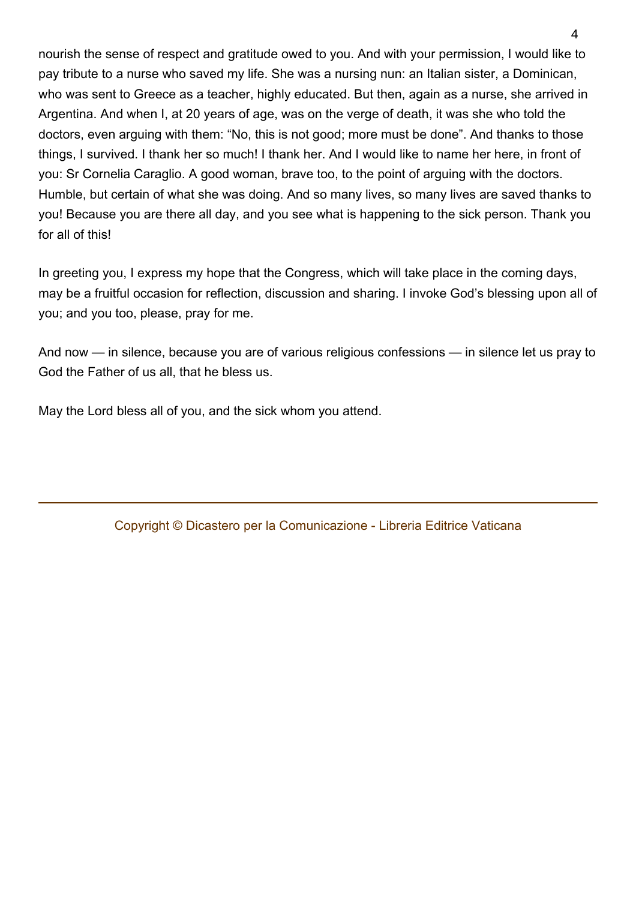nourish the sense of respect and gratitude owed to you. And with your permission, I would like to pay tribute to a nurse who saved my life. She was a nursing nun: an Italian sister, a Dominican, who was sent to Greece as a teacher, highly educated. But then, again as a nurse, she arrived in Argentina. And when I, at 20 years of age, was on the verge of death, it was she who told the doctors, even arguing with them: “No, this is not good; more must be done”. And thanks to those things, I survived. I thank her so much! I thank her. And I would like to name her here, in front of you: Sr Cornelia Caraglio. A good woman, brave too, to the point of arguing with the doctors. Humble, but certain of what she was doing. And so many lives, so many lives are saved thanks to you! Because you are there all day, and you see what is happening to the sick person. Thank you for all of this!

In greeting you, I express my hope that the Congress, which will take place in the coming days, may be a fruitful occasion for reflection, discussion and sharing. I invoke God’s blessing upon all of you; and you too, please, pray for me.

And now — in silence, because you are of various religious confessions — in silence let us pray to God the Father of us all, that he bless us.

May the Lord bless all of you, and the sick whom you attend.

---

Copyright © Dicastero per la Comunicazione - Libreria Editrice Vaticana